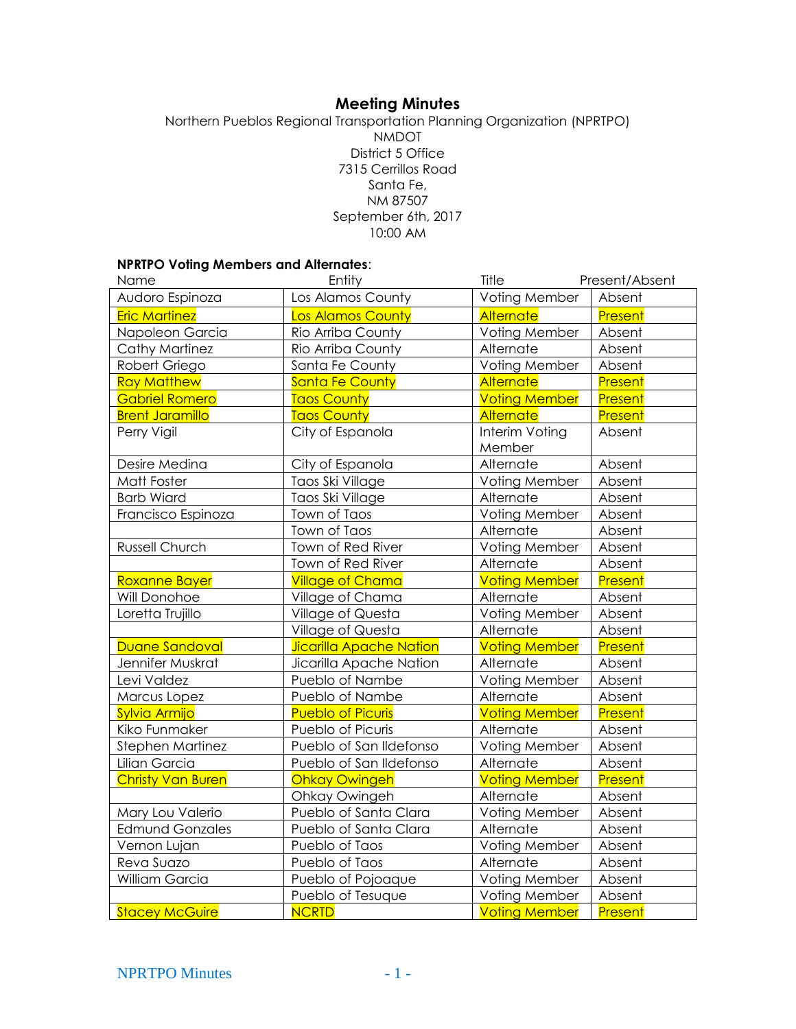# Meeting Minutes

Northern Pueblos Regional Transportation Planning Organization (NPRTPO)
NMDOT
District 5 Office
7315 Cerrillos Road
Santa Fe,
NM 87507
September 6th, 2017
10:00 AM

**NPRTPO Voting Members and Alternates**:

| Name | Entity | Title | Present/Absent |
|---|---|---|---|
| Audoro Espinoza | Los Alamos County | Voting Member | Absent |
| Eric Martinez | Los Alamos County | Alternate | Present |
| Napoleon Garcia | Rio Arriba County | Voting Member | Absent |
| Cathy Martinez | Rio Arriba County | Alternate | Absent |
| Robert Griego | Santa Fe County | Voting Member | Absent |
| Ray Matthew | Santa Fe County | Alternate | Present |
| Gabriel Romero | Taos County | Voting Member | Present |
| Brent Jaramillo | Taos County | Alternate | Present |
| Perry Vigil | City of Espanola | Interim Voting Member | Absent |
| Desire Medina | City of Espanola | Alternate | Absent |
| Matt Foster | Taos Ski Village | Voting Member | Absent |
| Barb Wiard | Taos Ski Village | Alternate | Absent |
| Francisco Espinoza | Town of Taos | Voting Member | Absent |
| | Town of Taos | Alternate | Absent |
| Russell Church | Town of Red River | Voting Member | Absent |
| | Town of Red River | Alternate | Absent |
| Roxanne Bayer | Village of Chama | Voting Member | Present |
| Will Donohoe | Village of Chama | Alternate | Absent |
| Loretta Trujillo | Village of Questa | Voting Member | Absent |
| | Village of Questa | Alternate | Absent |
| Duane Sandoval | Jicarilla Apache Nation | Voting Member | Present |
| Jennifer Muskrat | Jicarilla Apache Nation | Alternate | Absent |
| Levi Valdez | Pueblo of Nambe | Voting Member | Absent |
| Marcus Lopez | Pueblo of Nambe | Alternate | Absent |
| Sylvia Armijo | Pueblo of Picuris | Voting Member | Present |
| Kiko Funmaker | Pueblo of Picuris | Alternate | Absent |
| Stephen Martinez | Pueblo of San Ildefonso | Voting Member | Absent |
| Lilian Garcia | Pueblo of San Ildefonso | Alternate | Absent |
| Christy Van Buren | Ohkay Owingeh | Voting Member | Present |
| | Ohkay Owingeh | Alternate | Absent |
| Mary Lou Valerio | Pueblo of Santa Clara | Voting Member | Absent |
| Edmund Gonzales | Pueblo of Santa Clara | Alternate | Absent |
| Vernon Lujan | Pueblo of Taos | Voting Member | Absent |
| Reva Suazo | Pueblo of Taos | Alternate | Absent |
| William Garcia | Pueblo of Pojoaque | Voting Member | Absent |
| | Pueblo of Tesuque | Voting Member | Absent |
| Stacey McGuire | NCRTD | Voting Member | Present |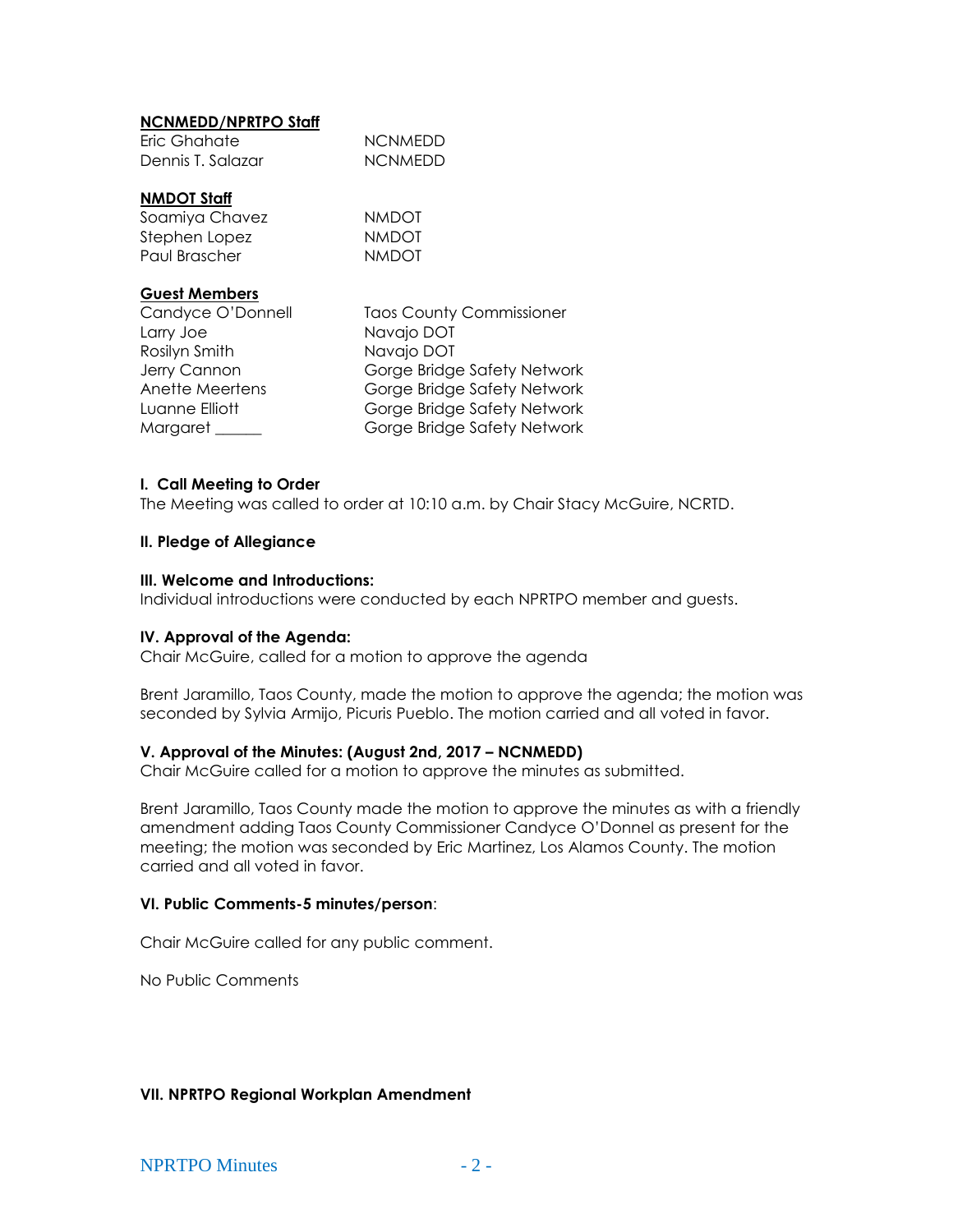**NCNMEDD/NPRTPO Staff**

| | |
|---|---|
| Eric Ghahate | NCNMEDD |
| Dennis T. Salazar | NCNMEDD |

**NMDOT Staff**

| | |
|---|---|
| Soamiya Chavez | NMDOT |
| Stephen Lopez | NMDOT |
| Paul Brascher | NMDOT |

**Guest Members**

| | |
|---|---|
| Candyce O'Donnell | Taos County Commissioner |
| Larry Joe | Navajo DOT |
| Rosilyn Smith | Navajo DOT |
| Jerry Cannon | Gorge Bridge Safety Network |
| Anette Meertens | Gorge Bridge Safety Network |
| Luanne Elliott | Gorge Bridge Safety Network |
| Margaret ______ | Gorge Bridge Safety Network |

**I. Call Meeting to Order**

The Meeting was called to order at 10:10 a.m. by Chair Stacy McGuire, NCRTD.

**II. Pledge of Allegiance**

**III. Welcome and Introductions:**

Individual introductions were conducted by each NPRTPO member and guests.

**IV. Approval of the Agenda:**

Chair McGuire, called for a motion to approve the agenda

Brent Jaramillo, Taos County, made the motion to approve the agenda; the motion was seconded by Sylvia Armijo, Picuris Pueblo. The motion carried and all voted in favor.

**V. Approval of the Minutes: (August 2nd, 2017 – NCNMEDD)**

Chair McGuire called for a motion to approve the minutes as submitted.

Brent Jaramillo, Taos County made the motion to approve the minutes as with a friendly amendment adding Taos County Commissioner Candyce O'Donnel as present for the meeting; the motion was seconded by Eric Martinez, Los Alamos County. The motion carried and all voted in favor.

**VI. Public Comments-5 minutes/person**:

Chair McGuire called for any public comment.

No Public Comments

**VII. NPRTPO Regional Workplan Amendment**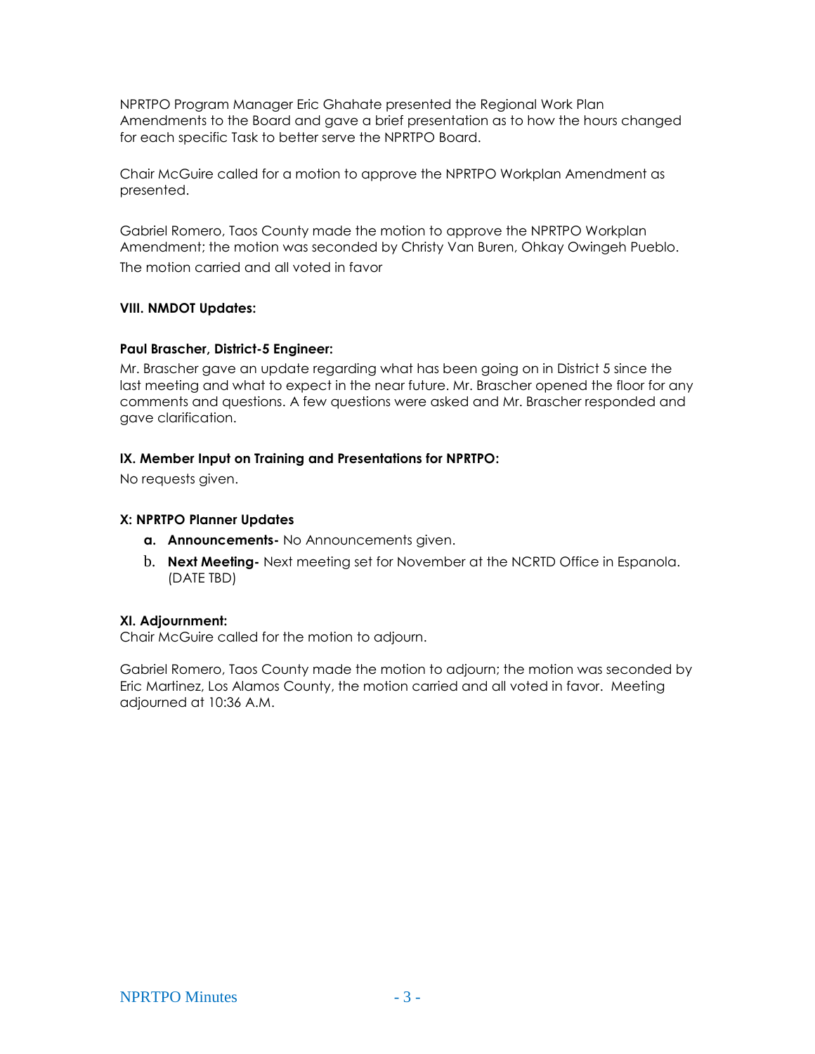NPRTPO Program Manager Eric Ghahate presented the Regional Work Plan Amendments to the Board and gave a brief presentation as to how the hours changed for each specific Task to better serve the NPRTPO Board.

Chair McGuire called for a motion to approve the NPRTPO Workplan Amendment as presented.

Gabriel Romero, Taos County made the motion to approve the NPRTPO Workplan Amendment; the motion was seconded by Christy Van Buren, Ohkay Owingeh Pueblo. The motion carried and all voted in favor

**VIII. NMDOT Updates:**

**Paul Brascher, District-5 Engineer:**

Mr. Brascher gave an update regarding what has been going on in District 5 since the last meeting and what to expect in the near future. Mr. Brascher opened the floor for any comments and questions. A few questions were asked and Mr. Brascher responded and gave clarification.

**IX. Member Input on Training and Presentations for NPRTPO:**

No requests given.

**X: NPRTPO Planner Updates**

a. **Announcements-** No Announcements given.
b. **Next Meeting-** Next meeting set for November at the NCRTD Office in Espanola. (DATE TBD)

**XI. Adjournment:**

Chair McGuire called for the motion to adjourn.

Gabriel Romero, Taos County made the motion to adjourn; the motion was seconded by Eric Martinez, Los Alamos County, the motion carried and all voted in favor. Meeting adjourned at 10:36 A.M.